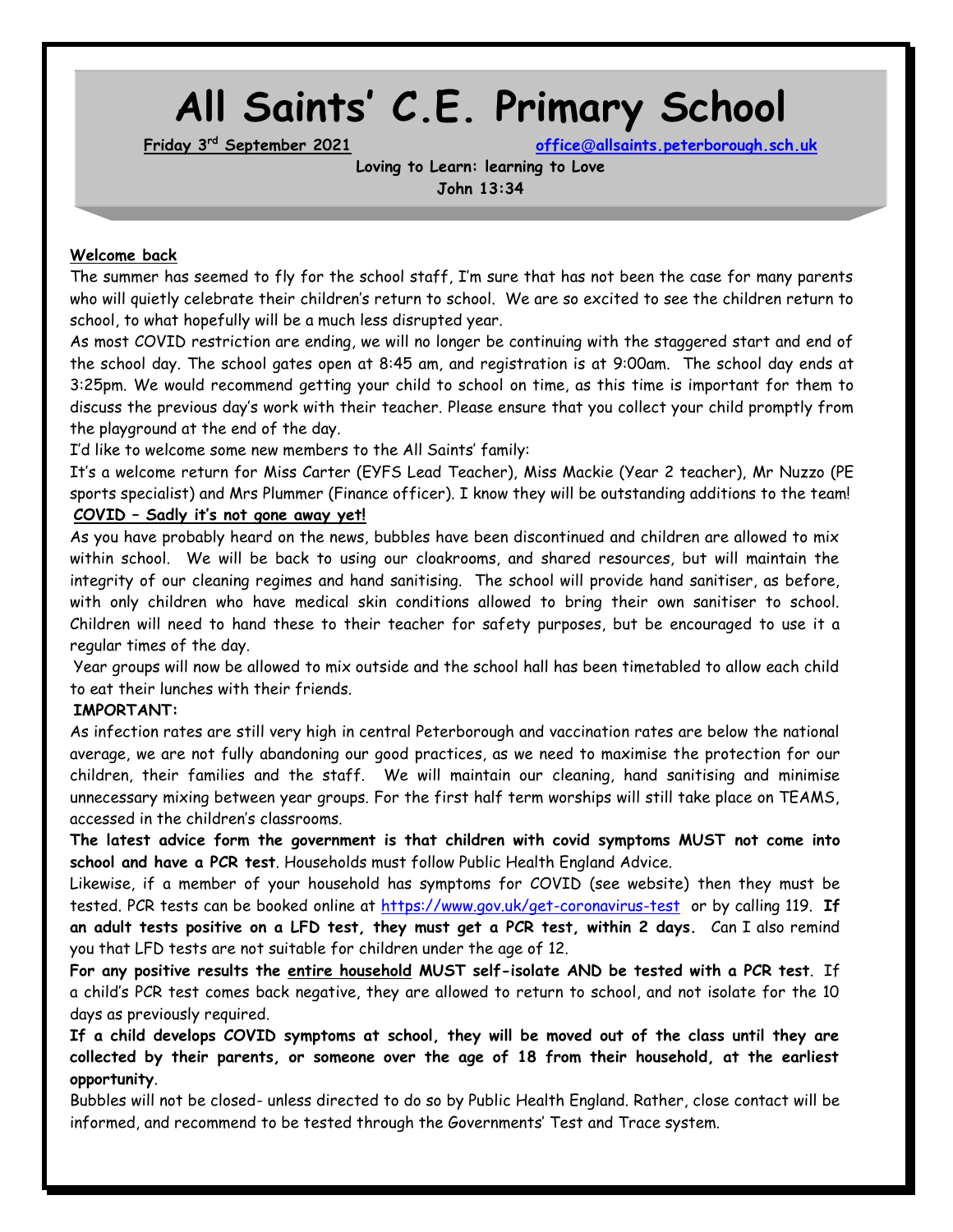# All Saints' C.E. Primary School

**Friday 3rd September 2021** office@allsaints.peterborough.sch.uk

**Loving to Learn: learning to Love**
**John 13:34**

**Welcome back**

The summer has seemed to fly for the school staff, I'm sure that has not been the case for many parents who will quietly celebrate their children's return to school. We are so excited to see the children return to school, to what hopefully will be a much less disrupted year.

As most COVID restriction are ending, we will no longer be continuing with the staggered start and end of the school day. The school gates open at 8:45 am, and registration is at 9:00am. The school day ends at 3:25pm. We would recommend getting your child to school on time, as this time is important for them to discuss the previous day's work with their teacher. Please ensure that you collect your child promptly from the playground at the end of the day.

I'd like to welcome some new members to the All Saints' family:

It's a welcome return for Miss Carter (EYFS Lead Teacher), Miss Mackie (Year 2 teacher), Mr Nuzzo (PE sports specialist) and Mrs Plummer (Finance officer). I know they will be outstanding additions to the team!

**COVID – Sadly it's not gone away yet!**

As you have probably heard on the news, bubbles have been discontinued and children are allowed to mix within school. We will be back to using our cloakrooms, and shared resources, but will maintain the integrity of our cleaning regimes and hand sanitising. The school will provide hand sanitiser, as before, with only children who have medical skin conditions allowed to bring their own sanitiser to school. Children will need to hand these to their teacher for safety purposes, but be encouraged to use it a regular times of the day.

Year groups will now be allowed to mix outside and the school hall has been timetabled to allow each child to eat their lunches with their friends.

**IMPORTANT:**

As infection rates are still very high in central Peterborough and vaccination rates are below the national average, we are not fully abandoning our good practices, as we need to maximise the protection for our children, their families and the staff. We will maintain our cleaning, hand sanitising and minimise unnecessary mixing between year groups. For the first half term worships will still take place on TEAMS, accessed in the children's classrooms.

**The latest advice form the government is that children with covid symptoms MUST not come into school and have a PCR test**. Households must follow Public Health England Advice.

Likewise, if a member of your household has symptoms for COVID (see website) then they must be tested. PCR tests can be booked online at https://www.gov.uk/get-coronavirus-test or by calling 119. **If an adult tests positive on a LFD test, they must get a PCR test, within 2 days.** Can I also remind you that LFD tests are not suitable for children under the age of 12.

**For any positive results the entire household MUST self-isolate AND be tested with a PCR test**. If a child's PCR test comes back negative, they are allowed to return to school, and not isolate for the 10 days as previously required.

**If a child develops COVID symptoms at school, they will be moved out of the class until they are collected by their parents, or someone over the age of 18 from their household, at the earliest opportunity**.

Bubbles will not be closed- unless directed to do so by Public Health England. Rather, close contact will be informed, and recommend to be tested through the Governments' Test and Trace system.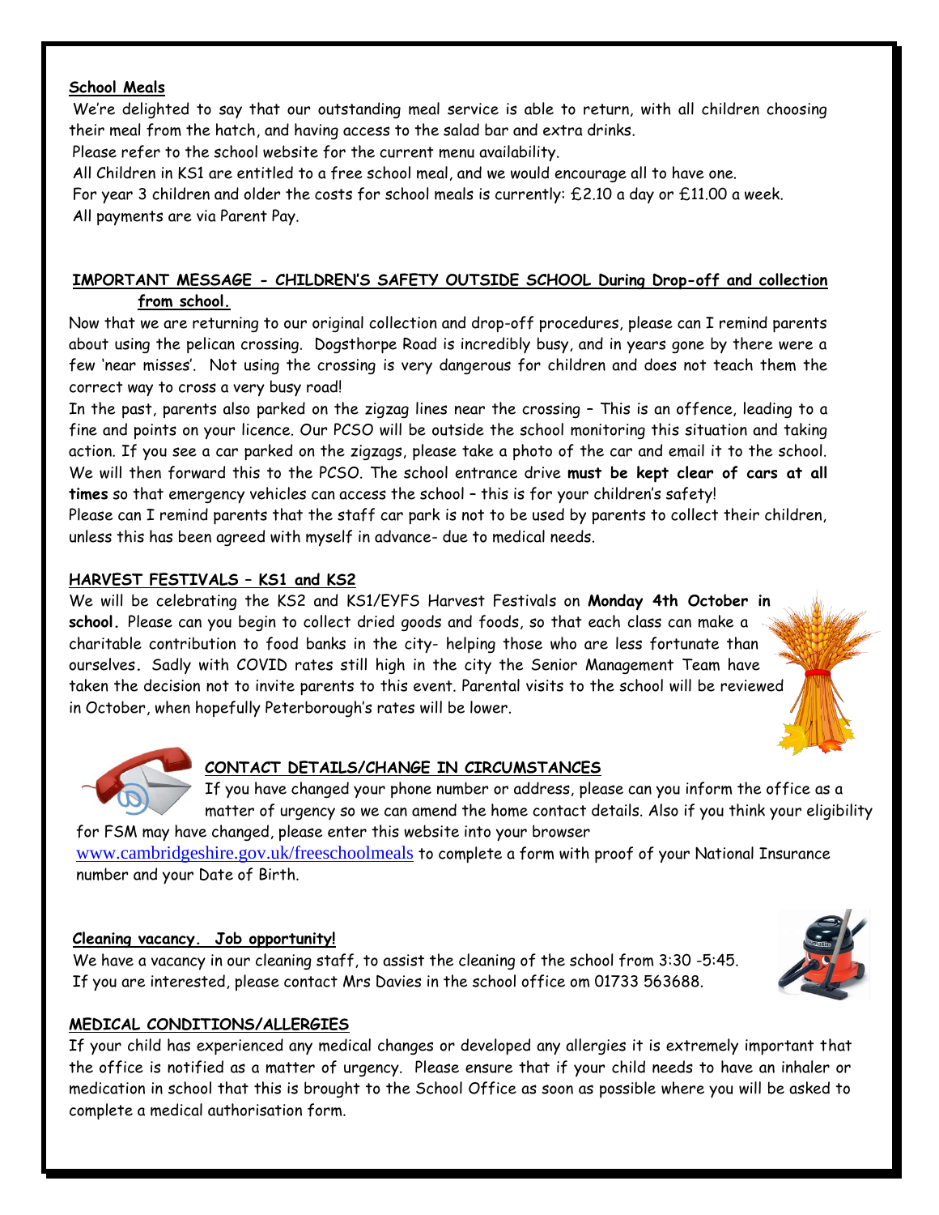**School Meals**

We're delighted to say that our outstanding meal service is able to return, with all children choosing their meal from the hatch, and having access to the salad bar and extra drinks.

Please refer to the school website for the current menu availability.

All Children in KS1 are entitled to a free school meal, and we would encourage all to have one.

For year 3 children and older the costs for school meals is currently: £2.10 a day or £11.00 a week.

All payments are via Parent Pay.

**IMPORTANT MESSAGE - CHILDREN'S SAFETY OUTSIDE SCHOOL During Drop-off and collection from school.**

Now that we are returning to our original collection and drop-off procedures, please can I remind parents about using the pelican crossing. Dogsthorpe Road is incredibly busy, and in years gone by there were a few 'near misses'. Not using the crossing is very dangerous for children and does not teach them the correct way to cross a very busy road!

In the past, parents also parked on the zigzag lines near the crossing – This is an offence, leading to a fine and points on your licence. Our PCSO will be outside the school monitoring this situation and taking action. If you see a car parked on the zigzags, please take a photo of the car and email it to the school. We will then forward this to the PCSO. The school entrance drive **must be kept clear of cars at all times** so that emergency vehicles can access the school – this is for your children's safety!

Please can I remind parents that the staff car park is not to be used by parents to collect their children, unless this has been agreed with myself in advance- due to medical needs.

**HARVEST FESTIVALS – KS1 and KS2**

We will be celebrating the KS2 and KS1/EYFS Harvest Festivals on **Monday 4th October in school.** Please can you begin to collect dried goods and foods, so that each class can make a charitable contribution to food banks in the city- helping those who are less fortunate than ourselves. Sadly with COVID rates still high in the city the Senior Management Team have taken the decision not to invite parents to this event. Parental visits to the school will be reviewed in October, when hopefully Peterborough's rates will be lower.

**CONTACT DETAILS/CHANGE IN CIRCUMSTANCES**

If you have changed your phone number or address, please can you inform the office as a matter of urgency so we can amend the home contact details. Also if you think your eligibility for FSM may have changed, please enter this website into your browser www.cambridgeshire.gov.uk/freeschoolmeals to complete a form with proof of your National Insurance number and your Date of Birth.

**Cleaning vacancy. Job opportunity!**

We have a vacancy in our cleaning staff, to assist the cleaning of the school from 3:30 -5:45. If you are interested, please contact Mrs Davies in the school office om 01733 563688.

**MEDICAL CONDITIONS/ALLERGIES**

If your child has experienced any medical changes or developed any allergies it is extremely important that the office is notified as a matter of urgency. Please ensure that if your child needs to have an inhaler or medication in school that this is brought to the School Office as soon as possible where you will be asked to complete a medical authorisation form.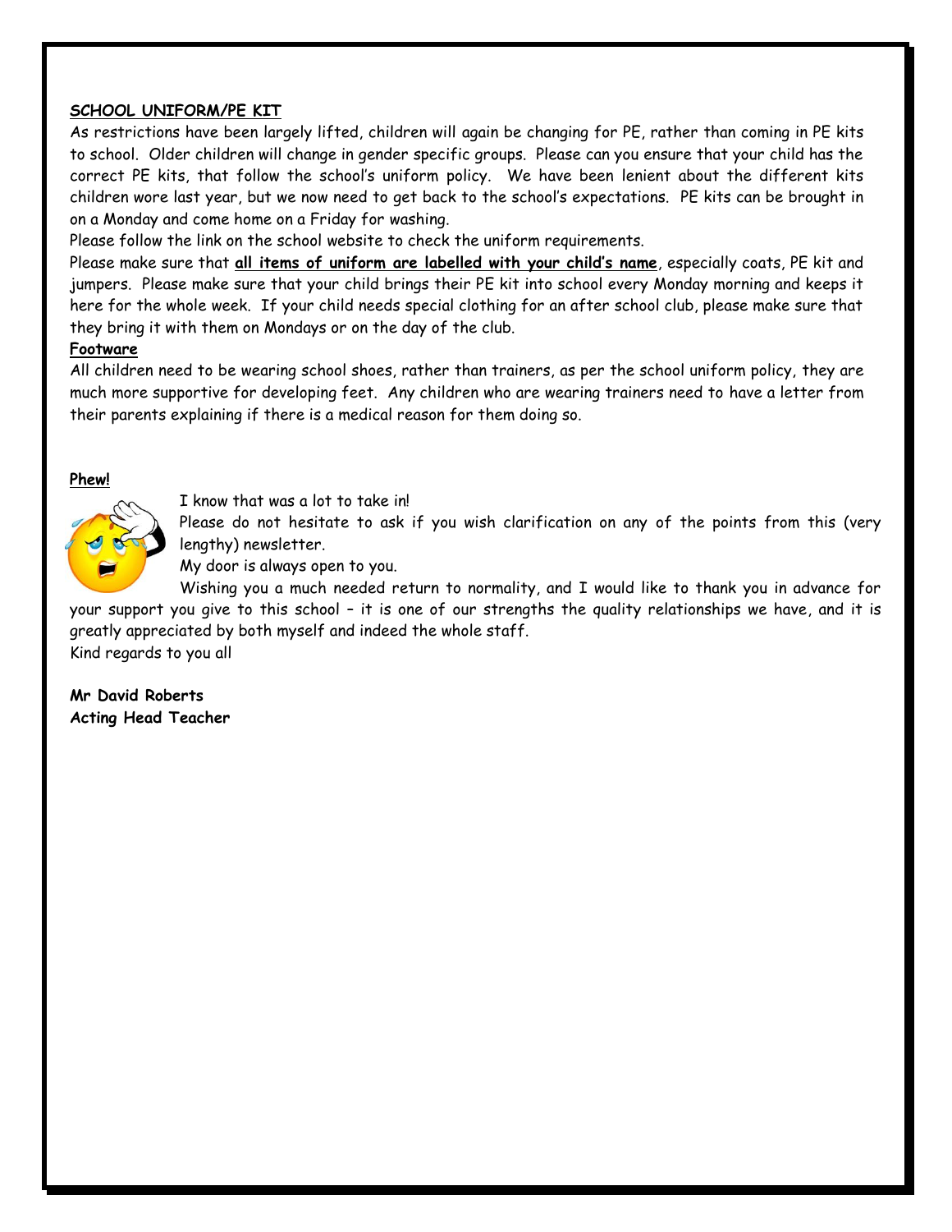**SCHOOL UNIFORM/PE KIT**

As restrictions have been largely lifted, children will again be changing for PE, rather than coming in PE kits to school. Older children will change in gender specific groups. Please can you ensure that your child has the correct PE kits, that follow the school's uniform policy. We have been lenient about the different kits children wore last year, but we now need to get back to the school's expectations. PE kits can be brought in on a Monday and come home on a Friday for washing.

Please follow the link on the school website to check the uniform requirements.

Please make sure that **all items of uniform are labelled with your child's name**, especially coats, PE kit and jumpers. Please make sure that your child brings their PE kit into school every Monday morning and keeps it here for the whole week. If your child needs special clothing for an after school club, please make sure that they bring it with them on Mondays or on the day of the club.

**Footware**

All children need to be wearing school shoes, rather than trainers, as per the school uniform policy, they are much more supportive for developing feet. Any children who are wearing trainers need to have a letter from their parents explaining if there is a medical reason for them doing so.

**Phew!**

I know that was a lot to take in!

Please do not hesitate to ask if you wish clarification on any of the points from this (very lengthy) newsletter.

My door is always open to you.

Wishing you a much needed return to normality, and I would like to thank you in advance for your support you give to this school – it is one of our strengths the quality relationships we have, and it is greatly appreciated by both myself and indeed the whole staff.

Kind regards to you all

**Mr David Roberts**
**Acting Head Teacher**